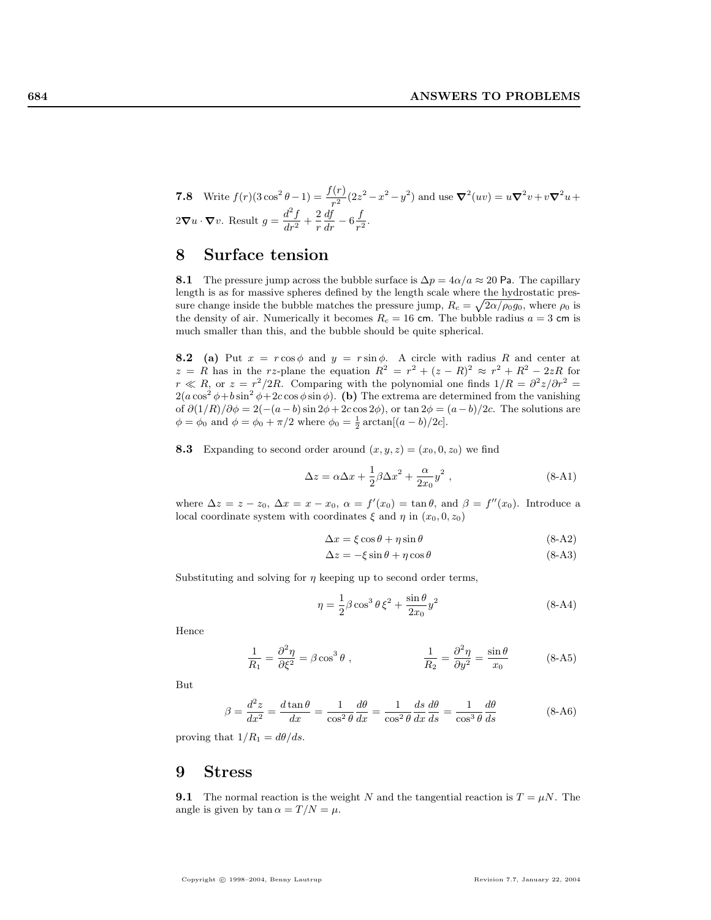**7.8** Write $f(r)(3\cos^2\theta - 1) = \dfrac{f(r)}{r^2}(2z^2 - x^2 - y^2)$ and use $\boldsymbol{\nabla}^2(uv) = u\boldsymbol{\nabla}^2 v + v\boldsymbol{\nabla}^2 u + 2\boldsymbol{\nabla}u \cdot \boldsymbol{\nabla}v$. Result $g = \dfrac{d^2 f}{dr^2} + \dfrac{2}{r}\dfrac{df}{dr} - 6\dfrac{f}{r^2}$.

## 8 Surface tension

**8.1** The pressure jump across the bubble surface is $\Delta p = 4\alpha/a \approx 20$ Pa. The capillary length is as for massive spheres defined by the length scale where the hydrostatic pressure change inside the bubble matches the pressure jump, $R_c = \sqrt{2\alpha/\rho_0 g_0}$, where $\rho_0$ is the density of air. Numerically it becomes $R_c = 16$ cm. The bubble radius $a = 3$ cm is much smaller than this, and the bubble should be quite spherical.

**8.2** **(a)** Put $x = r\cos\phi$ and $y = r\sin\phi$. A circle with radius $R$ and center at $z = R$ has in the $rz$-plane the equation $R^2 = r^2 + (z-R)^2 \approx r^2 + R^2 - 2zR$ for $r \ll R$, or $z = r^2/2R$. Comparing with the polynomial one finds $1/R = \partial^2 z/\partial r^2 = 2(a\cos^2\phi + b\sin^2\phi + 2c\cos\phi\sin\phi)$. **(b)** The extrema are determined from the vanishing of $\partial(1/R)/\partial\phi = 2(-(a-b)\sin 2\phi + 2c\cos 2\phi)$, or $\tan 2\phi = (a-b)/2c$. The solutions are $\phi = \phi_0$ and $\phi = \phi_0 + \pi/2$ where $\phi_0 = \frac{1}{2}\arctan[(a-b)/2c]$.

**8.3** Expanding to second order around $(x, y, z) = (x_0, 0, z_0)$ we find

$$\Delta z = \alpha\Delta x + \frac{1}{2}\beta\Delta x^2 + \frac{\alpha}{2x_0}y^2\ , \tag{8-A1}$$

where $\Delta z = z - z_0$, $\Delta x = x - x_0$, $\alpha = f'(x_0) = \tan\theta$, and $\beta = f''(x_0)$. Introduce a local coordinate system with coordinates $\xi$ and $\eta$ in $(x_0, 0, z_0)$

$$\Delta x = \xi\cos\theta + \eta\sin\theta \tag{8-A2}$$

$$\Delta z = -\xi\sin\theta + \eta\cos\theta \tag{8-A3}$$

Substituting and solving for $\eta$ keeping up to second order terms,

$$\eta = \frac{1}{2}\beta\cos^3\theta\,\xi^2 + \frac{\sin\theta}{2x_0}y^2 \tag{8-A4}$$

Hence

$$\frac{1}{R_1} = \frac{\partial^2\eta}{\partial\xi^2} = \beta\cos^3\theta\ , \qquad \frac{1}{R_2} = \frac{\partial^2\eta}{\partial y^2} = \frac{\sin\theta}{x_0} \tag{8-A5}$$

But

$$\beta = \frac{d^2 z}{dx^2} = \frac{d\tan\theta}{dx} = \frac{1}{\cos^2\theta}\frac{d\theta}{dx} = \frac{1}{\cos^2\theta}\frac{ds}{dx}\frac{d\theta}{ds} = \frac{1}{\cos^3\theta}\frac{d\theta}{ds} \tag{8-A6}$$

proving that $1/R_1 = d\theta/ds$.

## 9 Stress

**9.1** The normal reaction is the weight $N$ and the tangential reaction is $T = \mu N$. The angle is given by $\tan\alpha = T/N = \mu$.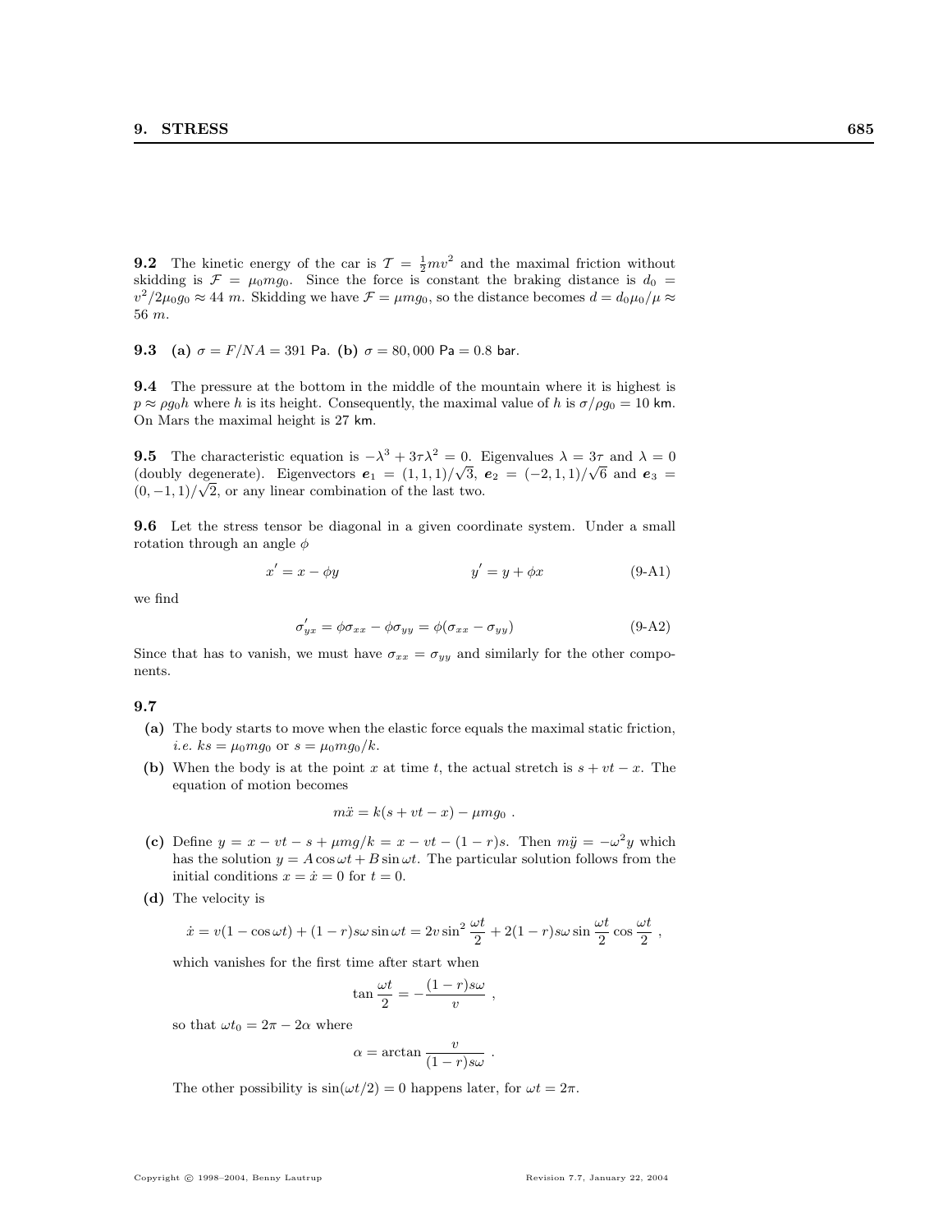**9.2** The kinetic energy of the car is $\mathcal{T} = \frac{1}{2}mv^2$ and the maximal friction without skidding is $\mathcal{F} = \mu_0 m g_0$. Since the force is constant the braking distance is $d_0 = v^2/2\mu_0 g_0 \approx 44$ $m$. Skidding we have $\mathcal{F} = \mu m g_0$, so the distance becomes $d = d_0\mu_0/\mu \approx 56$ $m$.

**9.3** **(a)** $\sigma = F/NA = 391$ Pa. **(b)** $\sigma = 80,000$ Pa $= 0.8$ bar.

**9.4** The pressure at the bottom in the middle of the mountain where it is highest is $p \approx \rho g_0 h$ where $h$ is its height. Consequently, the maximal value of $h$ is $\sigma/\rho g_0 = 10$ km. On Mars the maximal height is 27 km.

**9.5** The characteristic equation is $-\lambda^3 + 3\tau\lambda^2 = 0$. Eigenvalues $\lambda = 3\tau$ and $\lambda = 0$ (doubly degenerate). Eigenvectors $\boldsymbol{e}_1 = (1,1,1)/\sqrt{3}$, $\boldsymbol{e}_2 = (-2,1,1)/\sqrt{6}$ and $\boldsymbol{e}_3 = (0,-1,1)/\sqrt{2}$, or any linear combination of the last two.

**9.6** Let the stress tensor be diagonal in a given coordinate system. Under a small rotation through an angle $\phi$

$$x' = x - \phi y \qquad\qquad y' = y + \phi x \tag{9-A1}$$

we find

$$\sigma'_{yx} = \phi\sigma_{xx} - \phi\sigma_{yy} = \phi(\sigma_{xx} - \sigma_{yy}) \tag{9-A2}$$

Since that has to vanish, we must have $\sigma_{xx} = \sigma_{yy}$ and similarly for the other components.

**9.7**

**(a)** The body starts to move when the elastic force equals the maximal static friction, *i.e.* $ks = \mu_0 m g_0$ or $s = \mu_0 m g_0/k$.

**(b)** When the body is at the point $x$ at time $t$, the actual stretch is $s + vt - x$. The equation of motion becomes

$$m\ddot{x} = k(s + vt - x) - \mu m g_0 \ .$$

**(c)** Define $y = x - vt - s + \mu m g/k = x - vt - (1-r)s$. Then $m\ddot{y} = -\omega^2 y$ which has the solution $y = A\cos\omega t + B\sin\omega t$. The particular solution follows from the initial conditions $x = \dot{x} = 0$ for $t = 0$.

**(d)** The velocity is

$$\dot{x} = v(1 - \cos\omega t) + (1-r)s\omega\sin\omega t = 2v\sin^2\frac{\omega t}{2} + 2(1-r)s\omega\sin\frac{\omega t}{2}\cos\frac{\omega t}{2} \ ,$$

which vanishes for the first time after start when

$$\tan\frac{\omega t}{2} = -\frac{(1-r)s\omega}{v} \ ,$$

so that $\omega t_0 = 2\pi - 2\alpha$ where

$$\alpha = \arctan\frac{v}{(1-r)s\omega} \ .$$

The other possibility is $\sin(\omega t/2) = 0$ happens later, for $\omega t = 2\pi$.